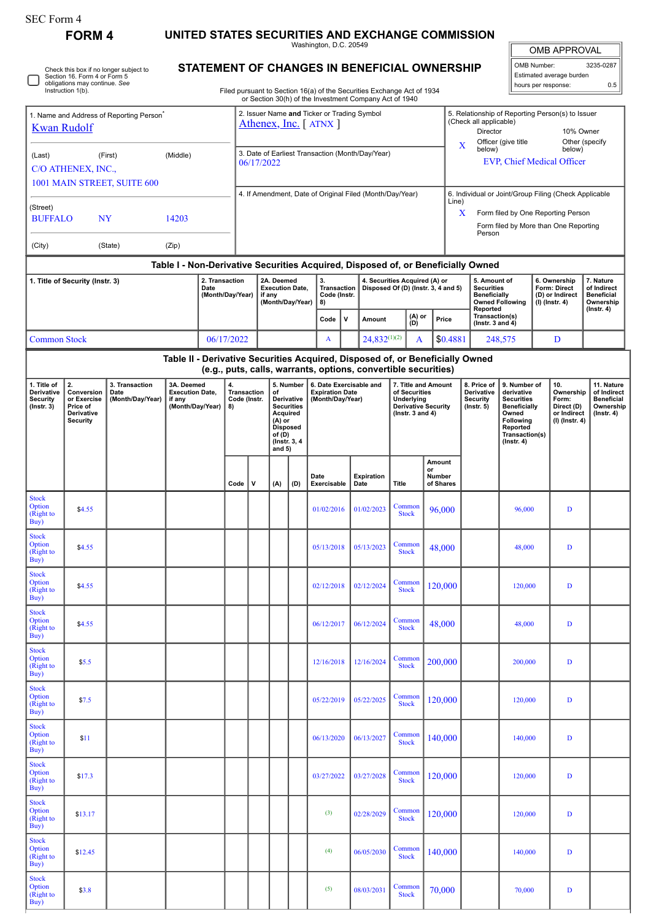SEC Form 4

**FORM 4**

# UNITED STATES SECURITIES AND EXCHANGE COMMISSION

Washington, D.C. 20549

Check this box if no longer subject to Section 16. Form 4 or Form 5 obligations may continue. *See* Instruction 1(b).

## STATEMENT OF CHANGES IN BENEFICIAL OWNERSHIP

Filed pursuant to Section 16(a) of the Securities Exchange Act of 1934 or Section 30(h) of the Investment Company Act of 1940

| OMB APPROVAL | |
|---|---|
| OMB Number: | 3235-0287 |
| Estimated average burden | |
| hours per response: | 0.5 |

1. Name and Address of Reporting Person*
Kwan Rudolf

(Last) (First) (Middle)
C/O ATHENEX, INC.,
1001 MAIN STREET, SUITE 600

(Street)
BUFFALO NY 14203

(City) (State) (Zip)

2. Issuer Name **and** Ticker or Trading Symbol
Athenex, Inc. [ ATNX ]

3. Date of Earliest Transaction (Month/Day/Year)
06/17/2022

4. If Amendment, Date of Original Filed (Month/Day/Year)

5. Relationship of Reporting Person(s) to Issuer (Check all applicable)
Director / 10% Owner
X Officer (give title below) / Other (specify below)
EVP, Chief Medical Officer

6. Individual or Joint/Group Filing (Check Applicable Line)
X Form filed by One Reporting Person
Form filed by More than One Reporting Person

### Table I - Non-Derivative Securities Acquired, Disposed of, or Beneficially Owned

| 1. Title of Security (Instr. 3) | 2. Transaction Date (Month/Day/Year) | 2A. Deemed Execution Date, if any (Month/Day/Year) | 3. Transaction Code (Instr. 8) | | 4. Securities Acquired (A) or Disposed Of (D) (Instr. 3, 4 and 5) | | | 5. Amount of Securities Beneficially Owned Following Reported Transaction(s) (Instr. 3 and 4) | 6. Ownership Form: Direct (D) or Indirect (I) (Instr. 4) | 7. Nature of Indirect Beneficial Ownership (Instr. 4) |
|---|---|---|---|---|---|---|---|---|---|---|
| | | | Code | V | Amount | (A) or (D) | Price | | | |
| Common Stock | 06/17/2022 | | A | | 24,832[(1)(2)] | A | $0.4881 | 248,575 | D | |

### Table II - Derivative Securities Acquired, Disposed of, or Beneficially Owned (e.g., puts, calls, warrants, options, convertible securities)

| 1. Title of Derivative Security (Instr. 3) | 2. Conversion or Exercise Price of Derivative Security | 3. Transaction Date (Month/Day/Year) | 3A. Deemed Execution Date, if any (Month/Day/Year) | 4. Transaction Code (Instr. 8) | | 5. Number of Derivative Securities Acquired (A) or Disposed of (D) (Instr. 3, 4 and 5) | | 6. Date Exercisable and Expiration Date (Month/Day/Year) | | 7. Title and Amount of Securities Underlying Derivative Security (Instr. 3 and 4) | | 8. Price of Derivative Security (Instr. 5) | 9. Number of derivative Securities Beneficially Owned Following Reported Transaction(s) (Instr. 4) | 10. Ownership Form: Direct (D) or Indirect (I) (Instr. 4) | 11. Nature of Indirect Beneficial Ownership (Instr. 4) |
|---|---|---|---|---|---|---|---|---|---|---|---|---|---|---|---|
| | | | | Code | V | (A) | (D) | Date Exercisable | Expiration Date | Title | Amount or Number of Shares | | | | |
| Stock Option (Right to Buy) | $4.55 | | | | | | | 01/02/2016 | 01/02/2023 | Common Stock | 96,000 | | 96,000 | D | |
| Stock Option (Right to Buy) | $4.55 | | | | | | | 05/13/2018 | 05/13/2023 | Common Stock | 48,000 | | 48,000 | D | |
| Stock Option (Right to Buy) | $4.55 | | | | | | | 02/12/2018 | 02/12/2024 | Common Stock | 120,000 | | 120,000 | D | |
| Stock Option (Right to Buy) | $4.55 | | | | | | | 06/12/2017 | 06/12/2024 | Common Stock | 48,000 | | 48,000 | D | |
| Stock Option (Right to Buy) | $5.5 | | | | | | | 12/16/2018 | 12/16/2024 | Common Stock | 200,000 | | 200,000 | D | |
| Stock Option (Right to Buy) | $7.5 | | | | | | | 05/22/2019 | 05/22/2025 | Common Stock | 120,000 | | 120,000 | D | |
| Stock Option (Right to Buy) | $11 | | | | | | | 06/13/2020 | 06/13/2027 | Common Stock | 140,000 | | 140,000 | D | |
| Stock Option (Right to Buy) | $17.3 | | | | | | | 03/27/2022 | 03/27/2028 | Common Stock | 120,000 | | 120,000 | D | |
| Stock Option (Right to Buy) | $13.17 | | | | | | | (3) | 02/28/2029 | Common Stock | 120,000 | | 120,000 | D | |
| Stock Option (Right to Buy) | $12.45 | | | | | | | (4) | 06/05/2030 | Common Stock | 140,000 | | 140,000 | D | |
| Stock Option (Right to Buy) | $3.8 | | | | | | | (5) | 08/03/2031 | Common Stock | 70,000 | | 70,000 | D | |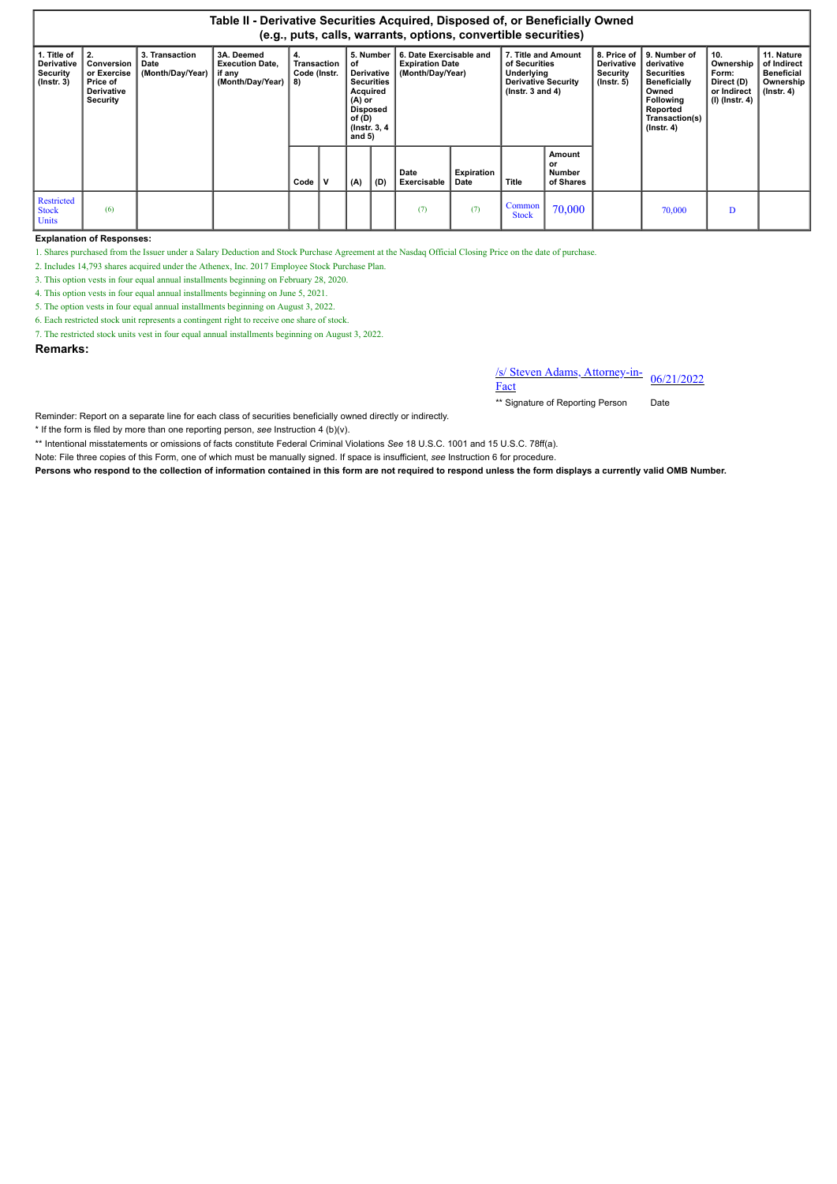## Table II - Derivative Securities Acquired, Disposed of, or Beneficially Owned (e.g., puts, calls, warrants, options, convertible securities)

| 1. Title of Derivative Security (Instr. 3) | 2. Conversion or Exercise Price of Derivative Security | 3. Transaction Date (Month/Day/Year) | 3A. Deemed Execution Date, if any (Month/Day/Year) | 4. Transaction Code (Instr. 8) | | 5. Number of Derivative Securities Acquired (A) or Disposed of (D) (Instr. 3, 4 and 5) | | 6. Date Exercisable and Expiration Date (Month/Day/Year) | | 7. Title and Amount of Securities Underlying Derivative Security (Instr. 3 and 4) | | 8. Price of Derivative Security (Instr. 5) | 9. Number of derivative Securities Beneficially Owned Following Reported Transaction(s) (Instr. 4) | 10. Ownership Form: Direct (D) or Indirect (I) (Instr. 4) | 11. Nature of Indirect Beneficial Ownership (Instr. 4) |
|---|---|---|---|---|---|---|---|---|---|---|---|---|---|---|---|
| | | | | Code | V | (A) | (D) | Date Exercisable | Expiration Date | Title | Amount or Number of Shares | | | | |
| Restricted Stock Units | (6) | | | | | | | (7) | (7) | Common Stock | 70,000 | | 70,000 | D | |

**Explanation of Responses:**

1. Shares purchased from the Issuer under a Salary Deduction and Stock Purchase Agreement at the Nasdaq Official Closing Price on the date of purchase.
2. Includes 14,793 shares acquired under the Athenex, Inc. 2017 Employee Stock Purchase Plan.
3. This option vests in four equal annual installments beginning on February 28, 2020.
4. This option vests in four equal annual installments beginning on June 5, 2021.
5. The option vests in four equal annual installments beginning on August 3, 2022.
6. Each restricted stock unit represents a contingent right to receive one share of stock.
7. The restricted stock units vest in four equal annual installments beginning on August 3, 2022.

**Remarks:**

/s/ Steven Adams, Attorney-in-Fact    06/21/2022

** Signature of Reporting Person    Date

Reminder: Report on a separate line for each class of securities beneficially owned directly or indirectly.

* If the form is filed by more than one reporting person, *see* Instruction 4 (b)(v).

** Intentional misstatements or omissions of facts constitute Federal Criminal Violations *See* 18 U.S.C. 1001 and 15 U.S.C. 78ff(a).

Note: File three copies of this Form, one of which must be manually signed. If space is insufficient, *see* Instruction 6 for procedure.

**Persons who respond to the collection of information contained in this form are not required to respond unless the form displays a currently valid OMB Number.**